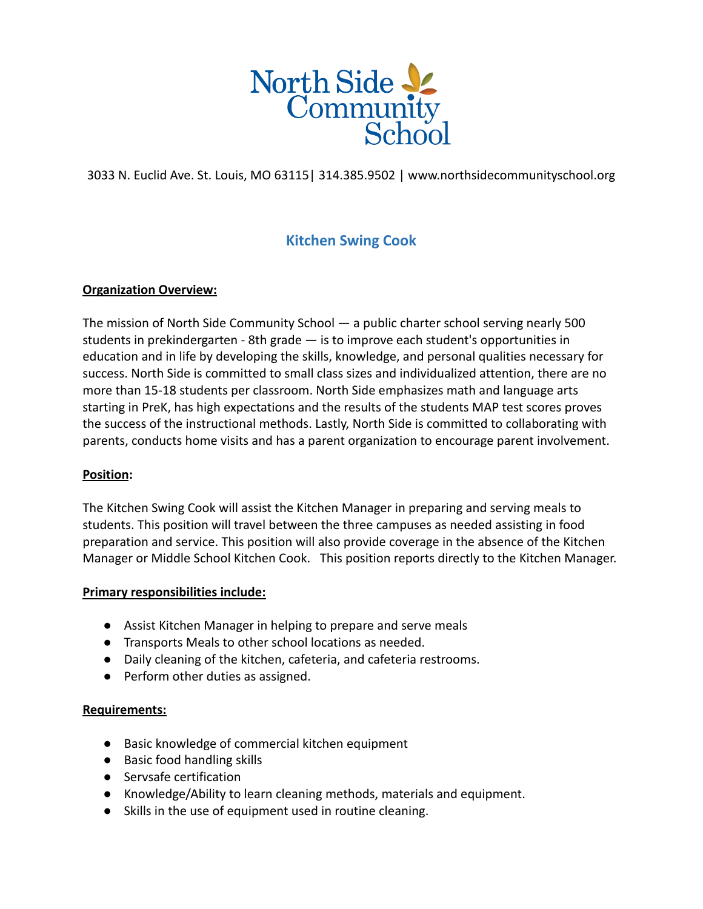North Side Community School

3033 N. Euclid Ave. St. Louis, MO 63115| 314.385.9502 | www.northsidecommunityschool.org

# Kitchen Swing Cook

**Organization Overview:**

The mission of North Side Community School — a public charter school serving nearly 500 students in prekindergarten - 8th grade — is to improve each student's opportunities in education and in life by developing the skills, knowledge, and personal qualities necessary for success. North Side is committed to small class sizes and individualized attention, there are no more than 15-18 students per classroom. North Side emphasizes math and language arts starting in PreK, has high expectations and the results of the students MAP test scores proves the success of the instructional methods. Lastly, North Side is committed to collaborating with parents, conducts home visits and has a parent organization to encourage parent involvement.

**Position:**

The Kitchen Swing Cook will assist the Kitchen Manager in preparing and serving meals to students. This position will travel between the three campuses as needed assisting in food preparation and service. This position will also provide coverage in the absence of the Kitchen Manager or Middle School Kitchen Cook. This position reports directly to the Kitchen Manager.

**Primary responsibilities include:**

- Assist Kitchen Manager in helping to prepare and serve meals
- Transports Meals to other school locations as needed.
- Daily cleaning of the kitchen, cafeteria, and cafeteria restrooms.
- Perform other duties as assigned.

**Requirements:**

- Basic knowledge of commercial kitchen equipment
- Basic food handling skills
- Servsafe certification
- Knowledge/Ability to learn cleaning methods, materials and equipment.
- Skills in the use of equipment used in routine cleaning.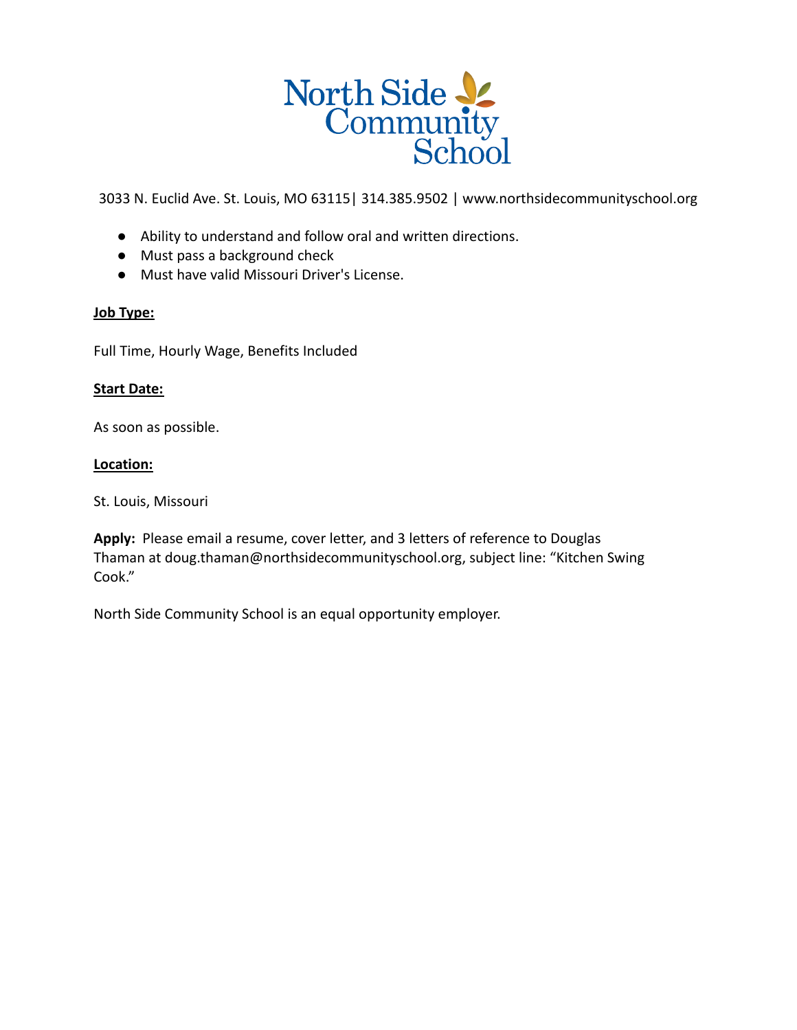North Side Community School

3033 N. Euclid Ave. St. Louis, MO 63115| 314.385.9502 | www.northsidecommunityschool.org

- Ability to understand and follow oral and written directions.
- Must pass a background check
- Must have valid Missouri Driver's License.

**Job Type:**

Full Time, Hourly Wage, Benefits Included

**Start Date:**

As soon as possible.

**Location:**

St. Louis, Missouri

**Apply:** Please email a resume, cover letter, and 3 letters of reference to Douglas Thaman at doug.thaman@northsidecommunityschool.org, subject line: “Kitchen Swing Cook.”

North Side Community School is an equal opportunity employer.